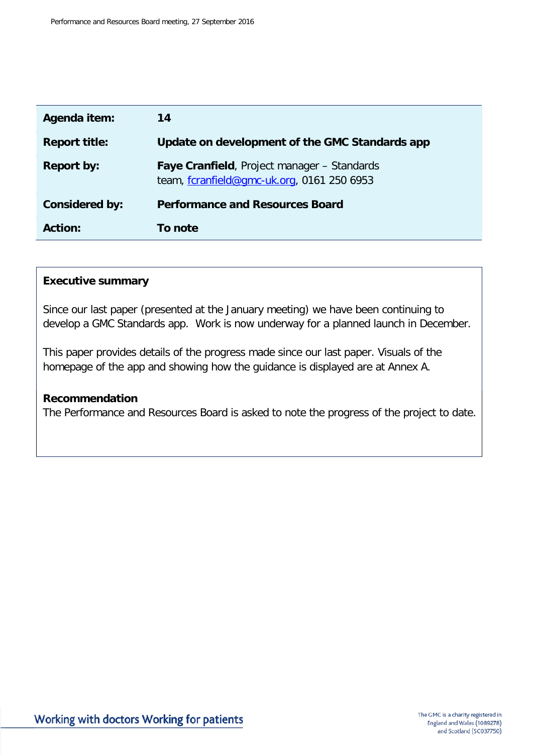| | |
|---|---|
| **Agenda item:** | **14** |
| **Report title:** | **Update on development of the GMC Standards app** |
| **Report by:** | **Faye Cranfield**, Project manager – Standards team, fcranfield@gmc-uk.org, 0161 250 6953 |
| **Considered by:** | **Performance and Resources Board** |
| **Action:** | **To note** |

**Executive summary**

Since our last paper (presented at the January meeting) we have been continuing to develop a GMC Standards app. Work is now underway for a planned launch in December.

This paper provides details of the progress made since our last paper. Visuals of the homepage of the app and showing how the guidance is displayed are at Annex A.

**Recommendation**

The Performance and Resources Board is asked to note the progress of the project to date.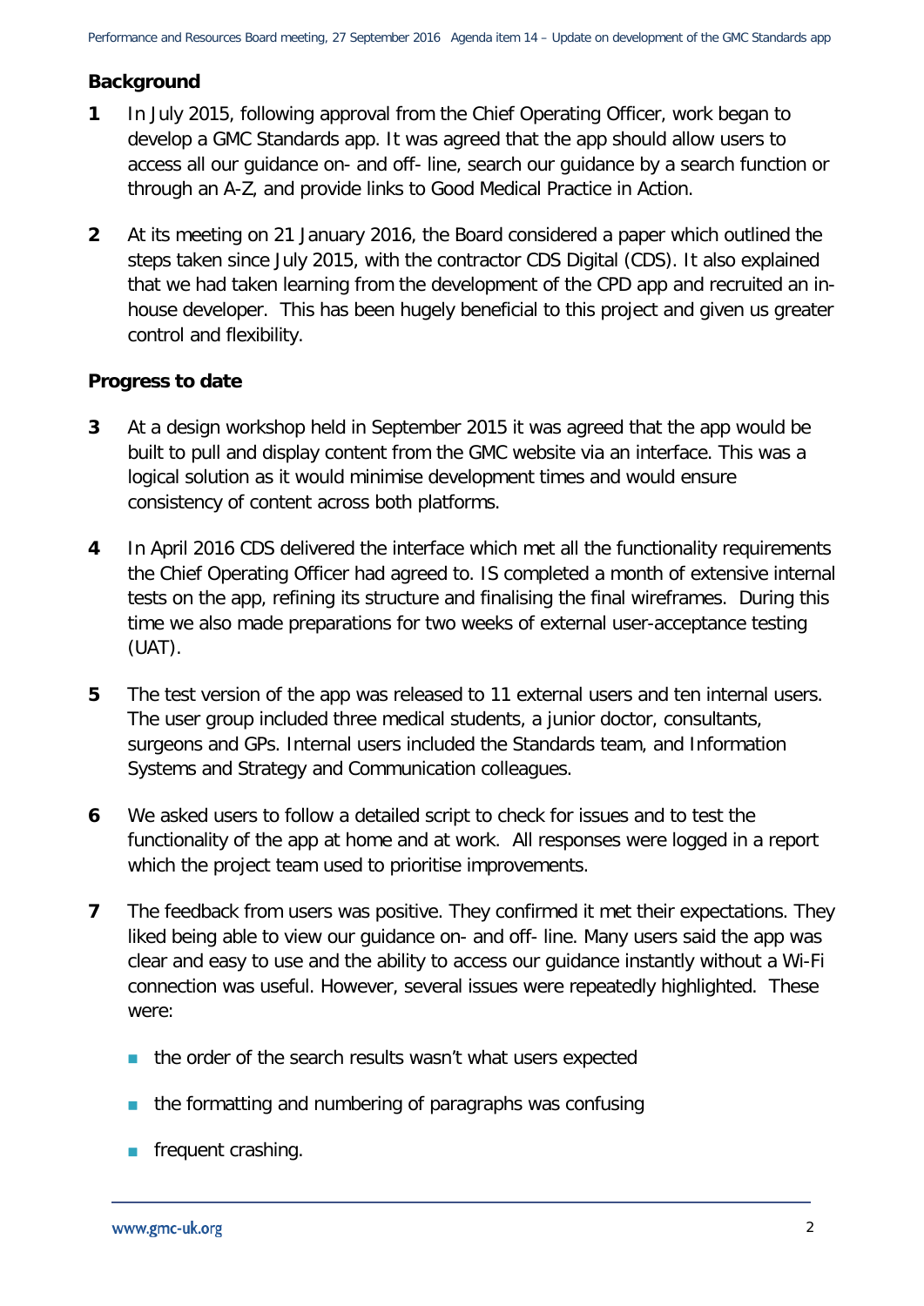## Background

1 In July 2015, following approval from the Chief Operating Officer, work began to develop a GMC Standards app. It was agreed that the app should allow users to access all our guidance on- and off- line, search our guidance by a search function or through an A-Z, and provide links to Good Medical Practice in Action.

2 At its meeting on 21 January 2016, the Board considered a paper which outlined the steps taken since July 2015, with the contractor CDS Digital (CDS). It also explained that we had taken learning from the development of the CPD app and recruited an in-house developer. This has been hugely beneficial to this project and given us greater control and flexibility.

## Progress to date

3 At a design workshop held in September 2015 it was agreed that the app would be built to pull and display content from the GMC website via an interface. This was a logical solution as it would minimise development times and would ensure consistency of content across both platforms.

4 In April 2016 CDS delivered the interface which met all the functionality requirements the Chief Operating Officer had agreed to. IS completed a month of extensive internal tests on the app, refining its structure and finalising the final wireframes. During this time we also made preparations for two weeks of external user-acceptance testing (UAT).

5 The test version of the app was released to 11 external users and ten internal users. The user group included three medical students, a junior doctor, consultants, surgeons and GPs. Internal users included the Standards team, and Information Systems and Strategy and Communication colleagues.

6 We asked users to follow a detailed script to check for issues and to test the functionality of the app at home and at work. All responses were logged in a report which the project team used to prioritise improvements.

7 The feedback from users was positive. They confirmed it met their expectations. They liked being able to view our guidance on- and off- line. Many users said the app was clear and easy to use and the ability to access our guidance instantly without a Wi-Fi connection was useful. However, several issues were repeatedly highlighted. These were:

- the order of the search results wasn't what users expected
- the formatting and numbering of paragraphs was confusing
- frequent crashing.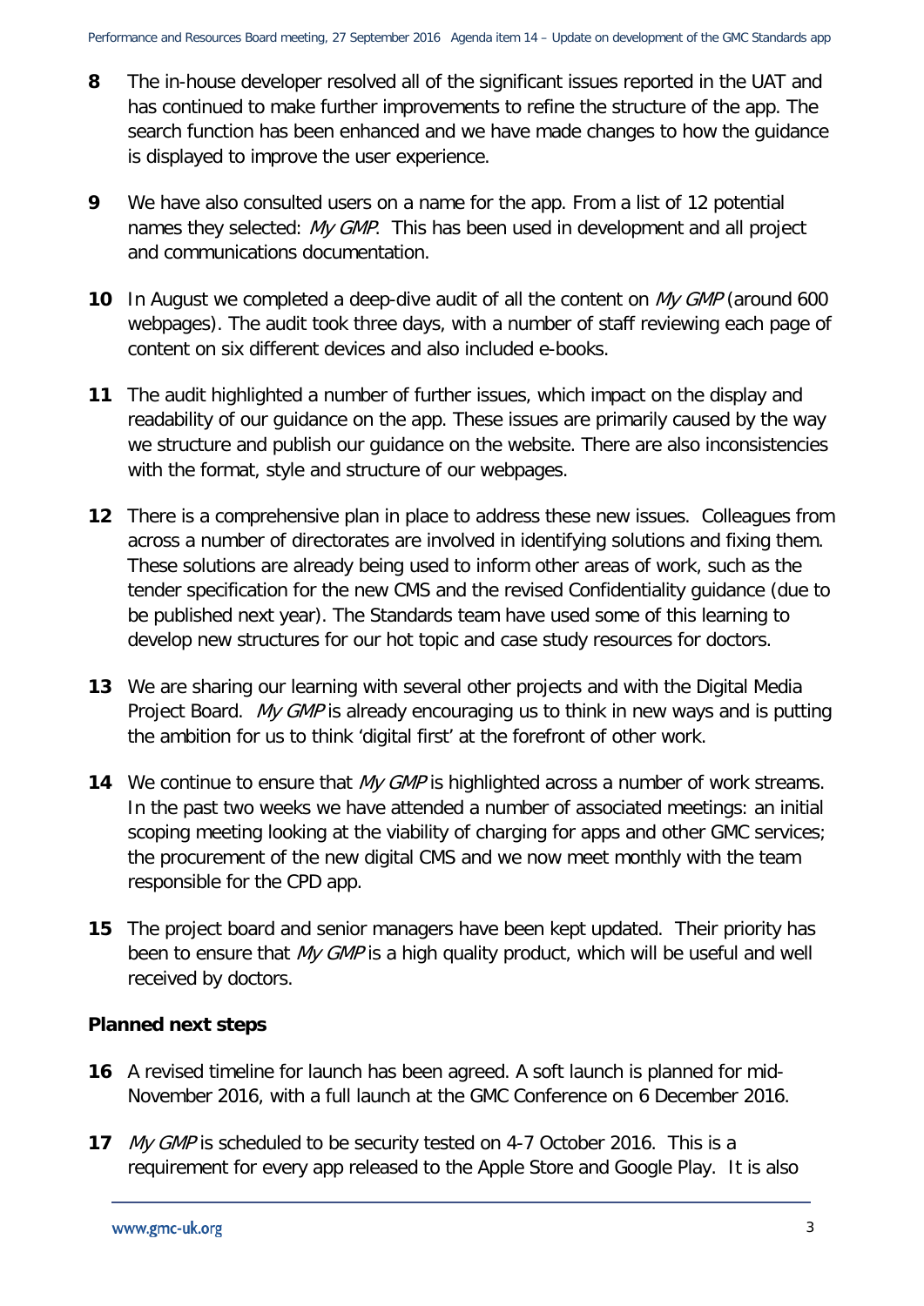**8** The in-house developer resolved all of the significant issues reported in the UAT and has continued to make further improvements to refine the structure of the app. The search function has been enhanced and we have made changes to how the guidance is displayed to improve the user experience.

**9** We have also consulted users on a name for the app. From a list of 12 potential names they selected: *My GMP*. This has been used in development and all project and communications documentation.

**10** In August we completed a deep-dive audit of all the content on *My GMP* (around 600 webpages). The audit took three days, with a number of staff reviewing each page of content on six different devices and also included e-books.

**11** The audit highlighted a number of further issues, which impact on the display and readability of our guidance on the app. These issues are primarily caused by the way we structure and publish our guidance on the website. There are also inconsistencies with the format, style and structure of our webpages.

**12** There is a comprehensive plan in place to address these new issues. Colleagues from across a number of directorates are involved in identifying solutions and fixing them. These solutions are already being used to inform other areas of work, such as the tender specification for the new CMS and the revised Confidentiality guidance (due to be published next year). The Standards team have used some of this learning to develop new structures for our hot topic and case study resources for doctors.

**13** We are sharing our learning with several other projects and with the Digital Media Project Board. *My GMP* is already encouraging us to think in new ways and is putting the ambition for us to think 'digital first' at the forefront of other work.

**14** We continue to ensure that *My GMP* is highlighted across a number of work streams. In the past two weeks we have attended a number of associated meetings: an initial scoping meeting looking at the viability of charging for apps and other GMC services; the procurement of the new digital CMS and we now meet monthly with the team responsible for the CPD app.

**15** The project board and senior managers have been kept updated. Their priority has been to ensure that *My GMP* is a high quality product, which will be useful and well received by doctors.

**Planned next steps**

**16** A revised timeline for launch has been agreed. A soft launch is planned for mid-November 2016, with a full launch at the GMC Conference on 6 December 2016.

**17** *My GMP* is scheduled to be security tested on 4-7 October 2016. This is a requirement for every app released to the Apple Store and Google Play. It is also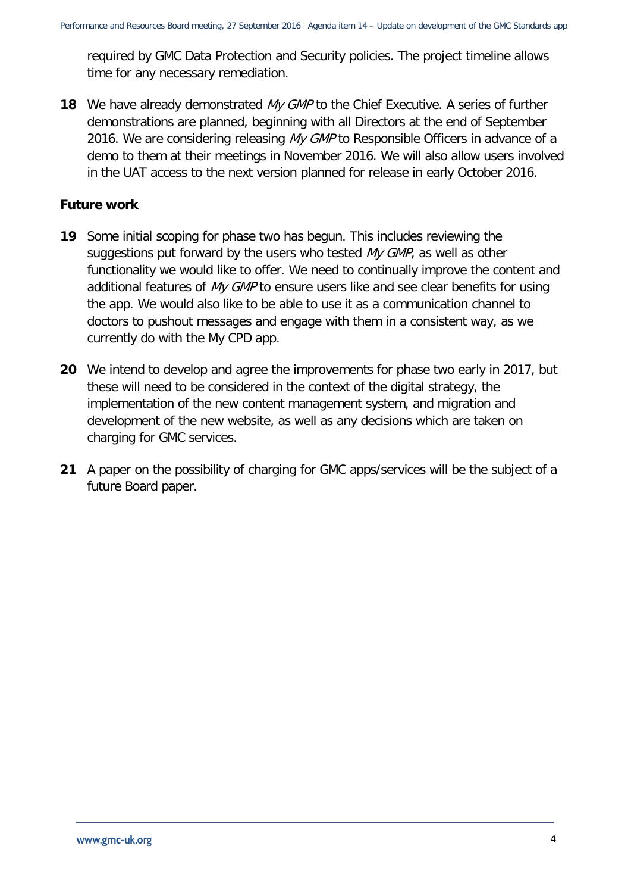required by GMC Data Protection and Security policies. The project timeline allows time for any necessary remediation.

**18** We have already demonstrated *My GMP* to the Chief Executive. A series of further demonstrations are planned, beginning with all Directors at the end of September 2016. We are considering releasing *My GMP* to Responsible Officers in advance of a demo to them at their meetings in November 2016. We will also allow users involved in the UAT access to the next version planned for release in early October 2016.

## Future work

**19** Some initial scoping for phase two has begun. This includes reviewing the suggestions put forward by the users who tested *My GMP*, as well as other functionality we would like to offer. We need to continually improve the content and additional features of *My GMP* to ensure users like and see clear benefits for using the app. We would also like to be able to use it as a communication channel to doctors to pushout messages and engage with them in a consistent way, as we currently do with the My CPD app.

**20** We intend to develop and agree the improvements for phase two early in 2017, but these will need to be considered in the context of the digital strategy, the implementation of the new content management system, and migration and development of the new website, as well as any decisions which are taken on charging for GMC services.

**21** A paper on the possibility of charging for GMC apps/services will be the subject of a future Board paper.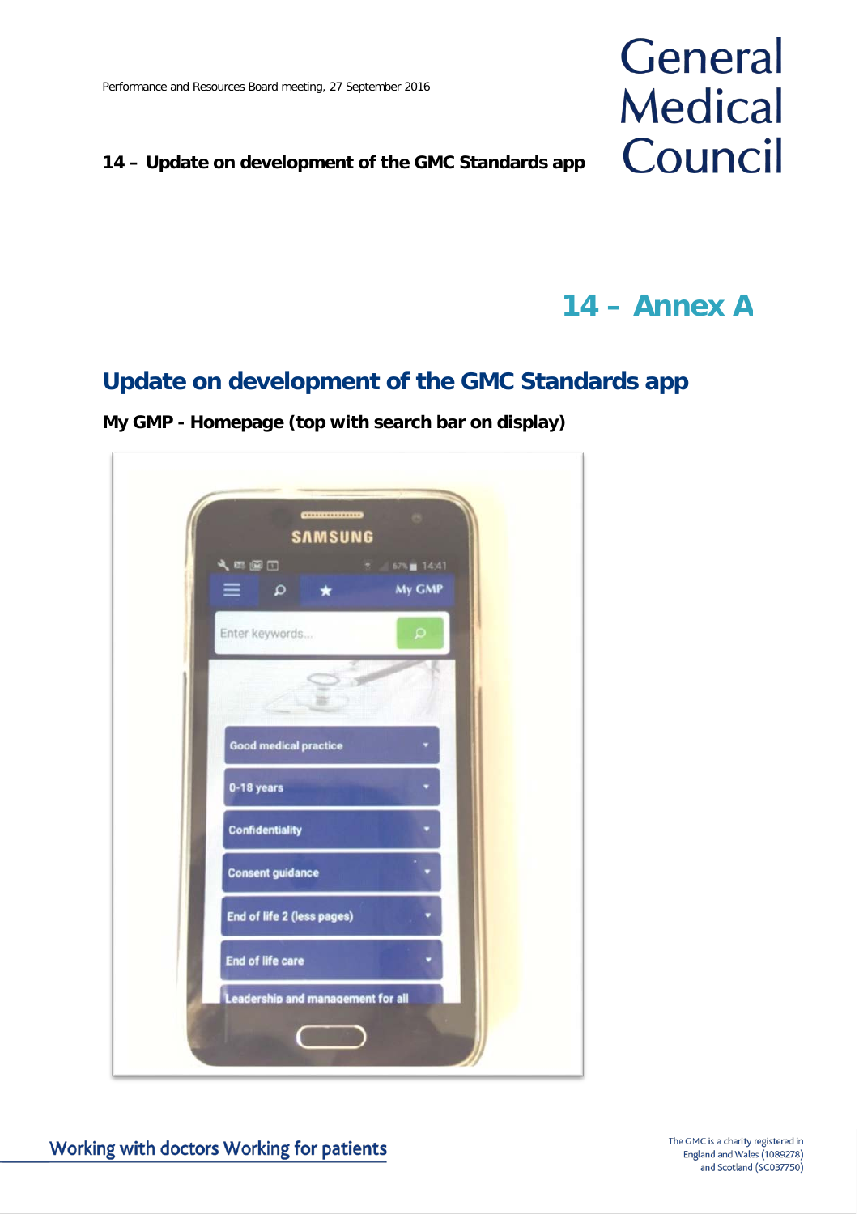## 14 – Annex A

# Update on development of the GMC Standards app

**My GMP - Homepage (top with search bar on display)**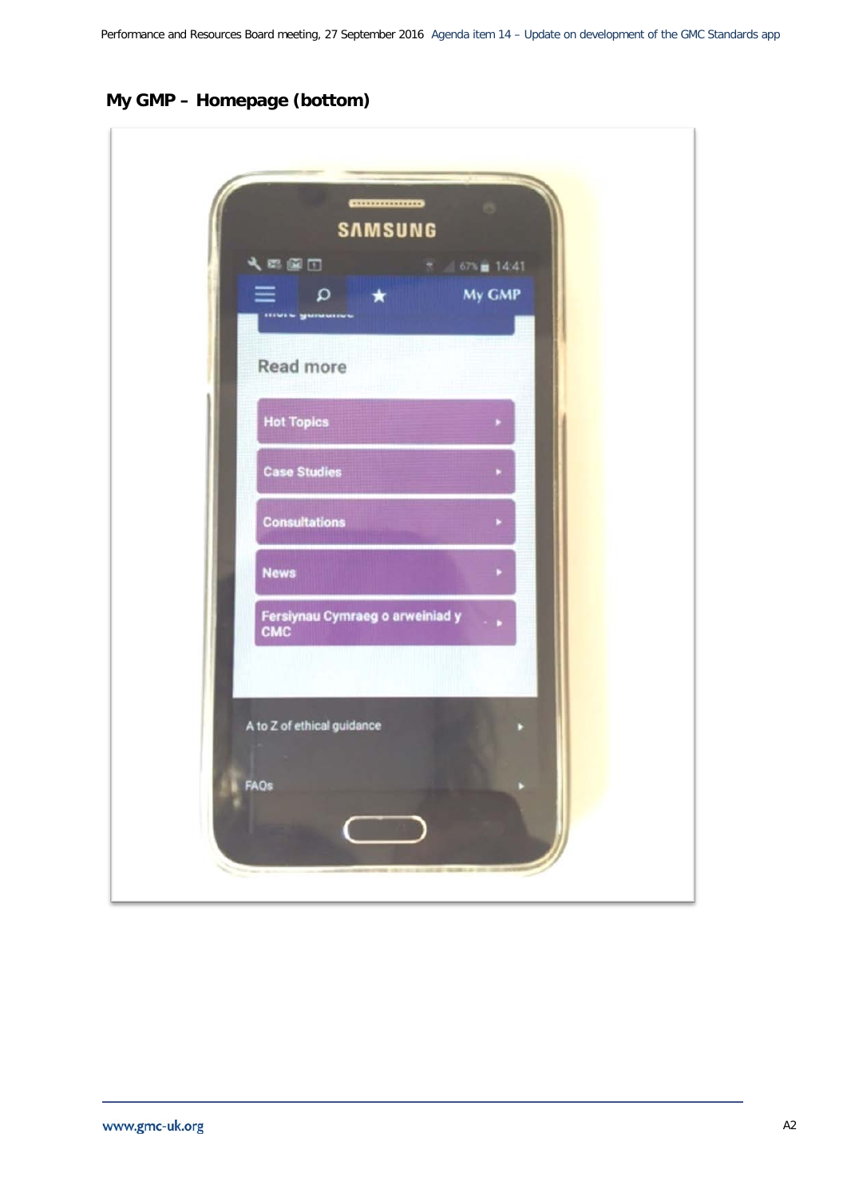## My GMP – Homepage (bottom)

My GMP

Read more

- Hot Topics
- Case Studies
- Consultations
- News
- Fersiynau Cymraeg o arweiniad y CMC

A to Z of ethical guidance

FAQs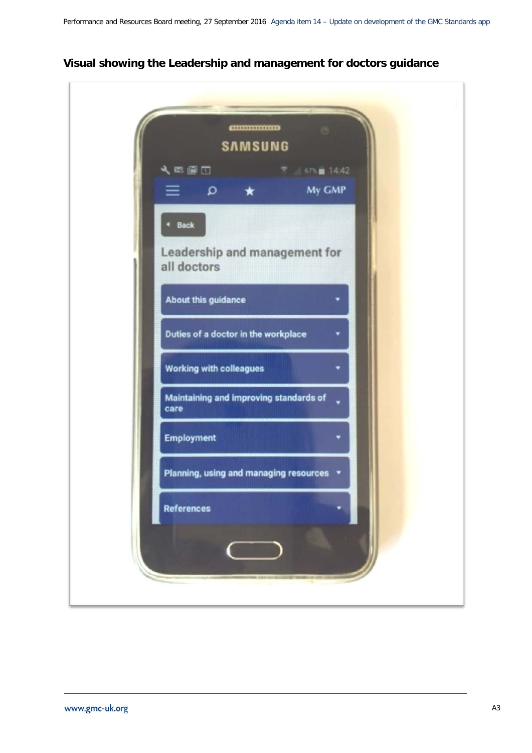## Visual showing the Leadership and management for doctors guidance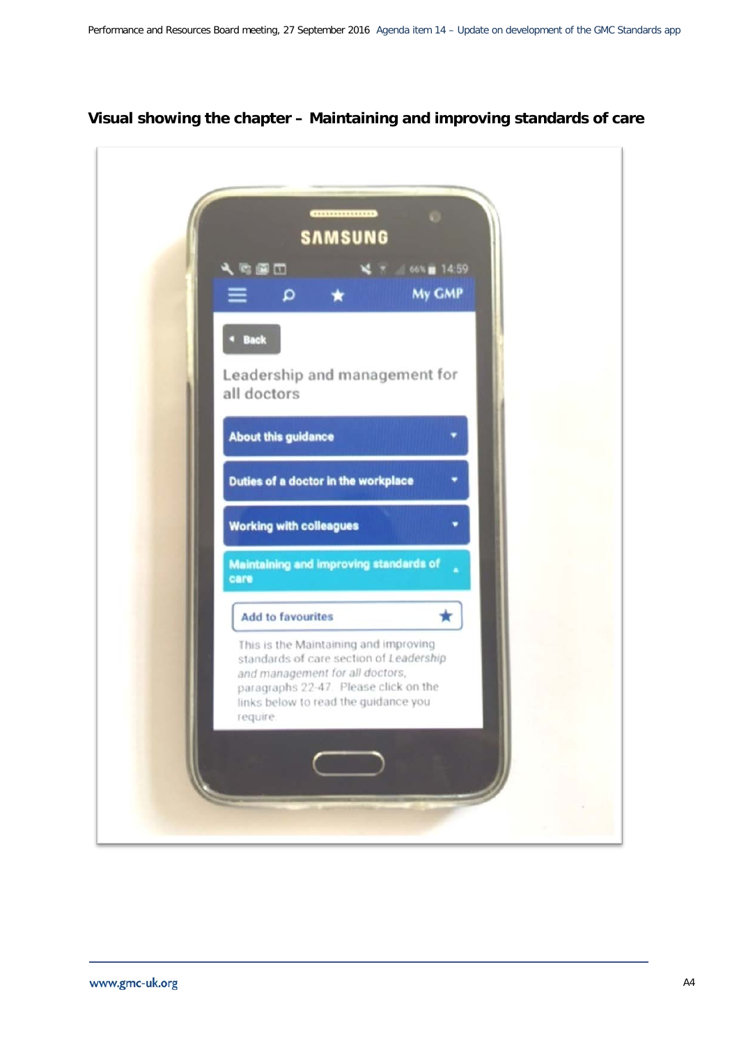### Visual showing the chapter – Maintaining and improving standards of care

Back

Leadership and management for all doctors

About this guidance

Duties of a doctor in the workplace

Working with colleagues

Maintaining and improving standards of care

Add to favourites

This is the Maintaining and improving standards of care section of *Leadership and management for all doctors*, paragraphs 22-47. Please click on the links below to read the guidance you require